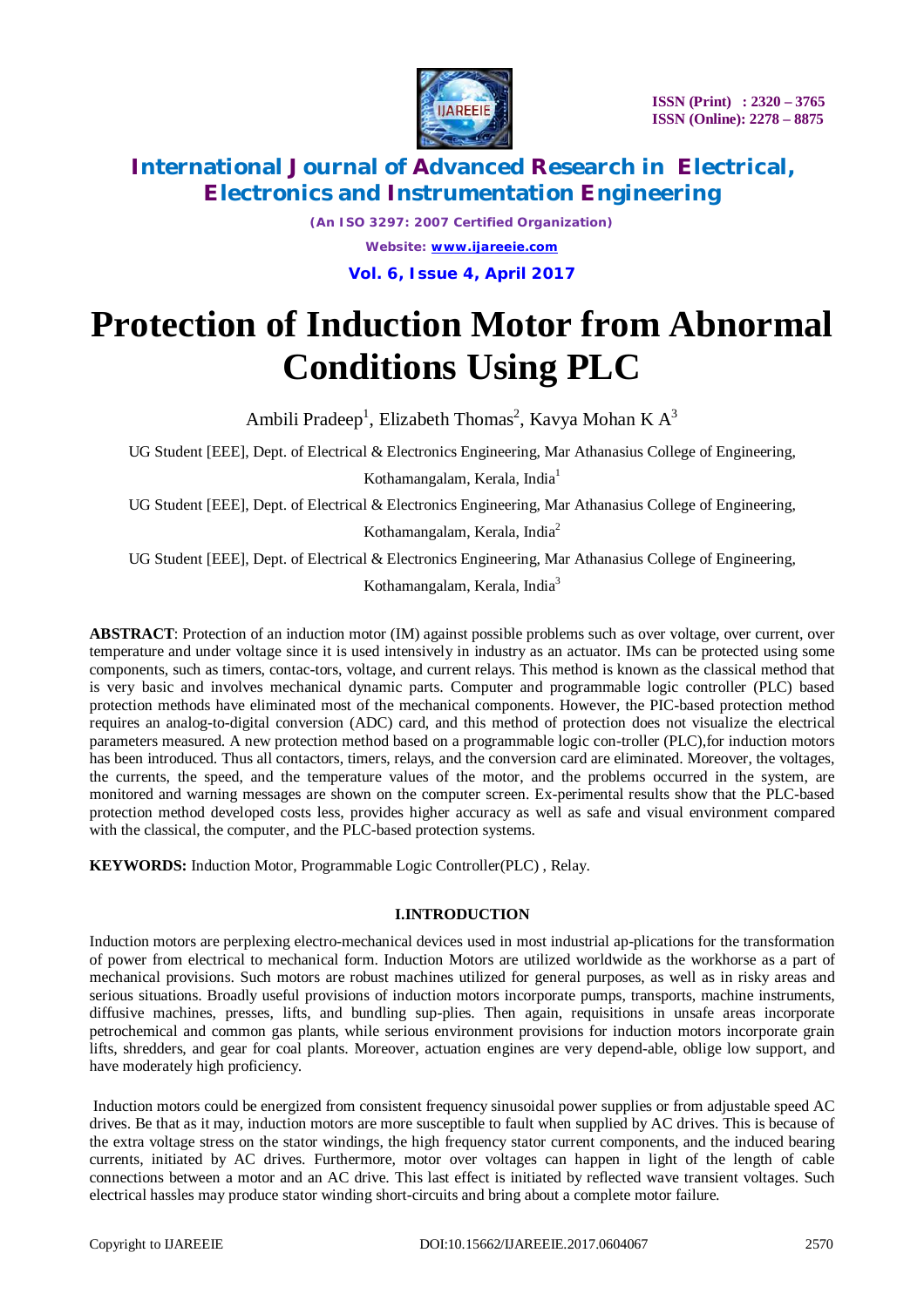# Protection of Induction Motor from Abnormal Conditions Using PLC

Ambili Pradeep[1], Elizabeth Thomas[2], Kavya Mohan K A[3]

UG Student [EEE], Dept. of Electrical & Electronics Engineering, Mar Athanasius College of Engineering, Kothamangalam, Kerala, India[1]

UG Student [EEE], Dept. of Electrical & Electronics Engineering, Mar Athanasius College of Engineering, Kothamangalam, Kerala, India[2]

UG Student [EEE], Dept. of Electrical & Electronics Engineering, Mar Athanasius College of Engineering, Kothamangalam, Kerala, India[3]

**ABSTRACT**: Protection of an induction motor (IM) against possible problems such as over voltage, over current, over temperature and under voltage since it is used intensively in industry as an actuator. IMs can be protected using some components, such as timers, contac-tors, voltage, and current relays. This method is known as the classical method that is very basic and involves mechanical dynamic parts. Computer and programmable logic controller (PLC) based protection methods have eliminated most of the mechanical components. However, the PIC-based protection method requires an analog-to-digital conversion (ADC) card, and this method of protection does not visualize the electrical parameters measured. A new protection method based on a programmable logic con-troller (PLC),for induction motors has been introduced. Thus all contactors, timers, relays, and the conversion card are eliminated. Moreover, the voltages, the currents, the speed, and the temperature values of the motor, and the problems occurred in the system, are monitored and warning messages are shown on the computer screen. Ex-perimental results show that the PLC-based protection method developed costs less, provides higher accuracy as well as safe and visual environment compared with the classical, the computer, and the PLC-based protection systems.

**KEYWORDS:** Induction Motor, Programmable Logic Controller(PLC) , Relay.

## I.INTRODUCTION

Induction motors are perplexing electro-mechanical devices used in most industrial ap-plications for the transformation of power from electrical to mechanical form. Induction Motors are utilized worldwide as the workhorse as a part of mechanical provisions. Such motors are robust machines utilized for general purposes, as well as in risky areas and serious situations. Broadly useful provisions of induction motors incorporate pumps, transports, machine instruments, diffusive machines, presses, lifts, and bundling sup-plies. Then again, requisitions in unsafe areas incorporate petrochemical and common gas plants, while serious environment provisions for induction motors incorporate grain lifts, shredders, and gear for coal plants. Moreover, actuation engines are very depend-able, oblige low support, and have moderately high proficiency.

Induction motors could be energized from consistent frequency sinusoidal power supplies or from adjustable speed AC drives. Be that as it may, induction motors are more susceptible to fault when supplied by AC drives. This is because of the extra voltage stress on the stator windings, the high frequency stator current components, and the induced bearing currents, initiated by AC drives. Furthermore, motor over voltages can happen in light of the length of cable connections between a motor and an AC drive. This last effect is initiated by reflected wave transient voltages. Such electrical hassles may produce stator winding short-circuits and bring about a complete motor failure.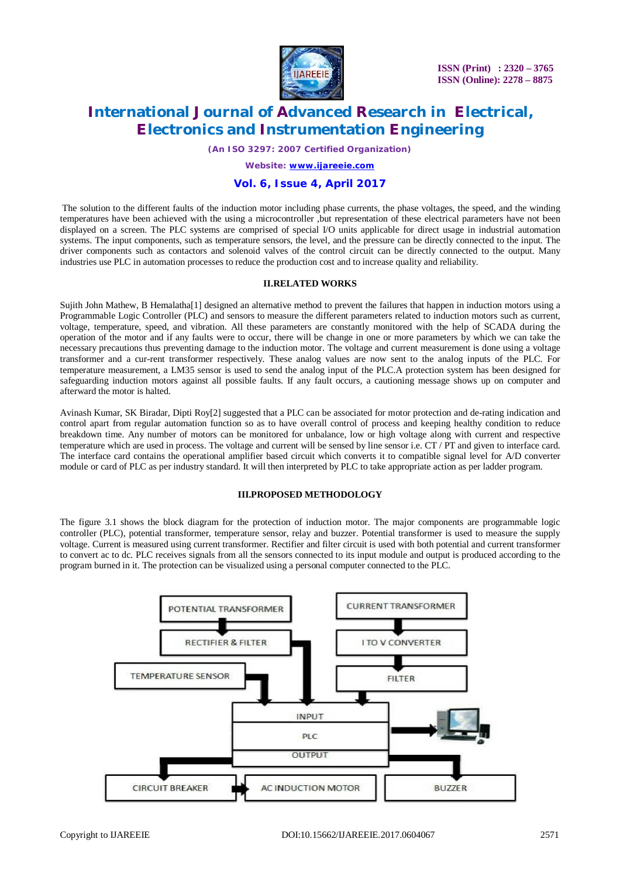The solution to the different faults of the induction motor including phase currents, the phase voltages, the speed, and the winding temperatures have been achieved with the using a microcontroller ,but representation of these electrical parameters have not been displayed on a screen. The PLC systems are comprised of special I/O units applicable for direct usage in industrial automation systems. The input components, such as temperature sensors, the level, and the pressure can be directly connected to the input. The driver components such as contactors and solenoid valves of the control circuit can be directly connected to the output. Many industries use PLC in automation processes to reduce the production cost and to increase quality and reliability.

## II.RELATED WORKS

Sujith John Mathew, B Hemalatha[1] designed an alternative method to prevent the failures that happen in induction motors using a Programmable Logic Controller (PLC) and sensors to measure the different parameters related to induction motors such as current, voltage, temperature, speed, and vibration. All these parameters are constantly monitored with the help of SCADA during the operation of the motor and if any faults were to occur, there will be change in one or more parameters by which we can take the necessary precautions thus preventing damage to the induction motor. The voltage and current measurement is done using a voltage transformer and a cur-rent transformer respectively. These analog values are now sent to the analog inputs of the PLC. For temperature measurement, a LM35 sensor is used to send the analog input of the PLC.A protection system has been designed for safeguarding induction motors against all possible faults. If any fault occurs, a cautioning message shows up on computer and afterward the motor is halted.

Avinash Kumar, SK Biradar, Dipti Roy[2] suggested that a PLC can be associated for motor protection and de-rating indication and control apart from regular automation function so as to have overall control of process and keeping healthy condition to reduce breakdown time. Any number of motors can be monitored for unbalance, low or high voltage along with current and respective temperature which are used in process. The voltage and current will be sensed by line sensor i.e. CT / PT and given to interface card. The interface card contains the operational amplifier based circuit which converts it to compatible signal level for A/D converter module or card of PLC as per industry standard. It will then interpreted by PLC to take appropriate action as per ladder program.

## III.PROPOSED METHODOLOGY

The figure 3.1 shows the block diagram for the protection of induction motor. The major components are programmable logic controller (PLC), potential transformer, temperature sensor, relay and buzzer. Potential transformer is used to measure the supply voltage. Current is measured using current transformer. Rectifier and filter circuit is used with both potential and current transformer to convert ac to dc. PLC receives signals from all the sensors connected to its input module and output is produced according to the program burned in it. The protection can be visualized using a personal computer connected to the PLC.

POTENTIAL TRANSFORMER → RECTIFIER & FILTER → INPUT
CURRENT TRANSFORMER → I TO V CONVERTER → FILTER → INPUT
TEMPERATURE SENSOR → INPUT
INPUT / PLC / OUTPUT → (computer)
OUTPUT → CIRCUIT BREAKER → AC INDUCTION MOTOR
OUTPUT → BUZZER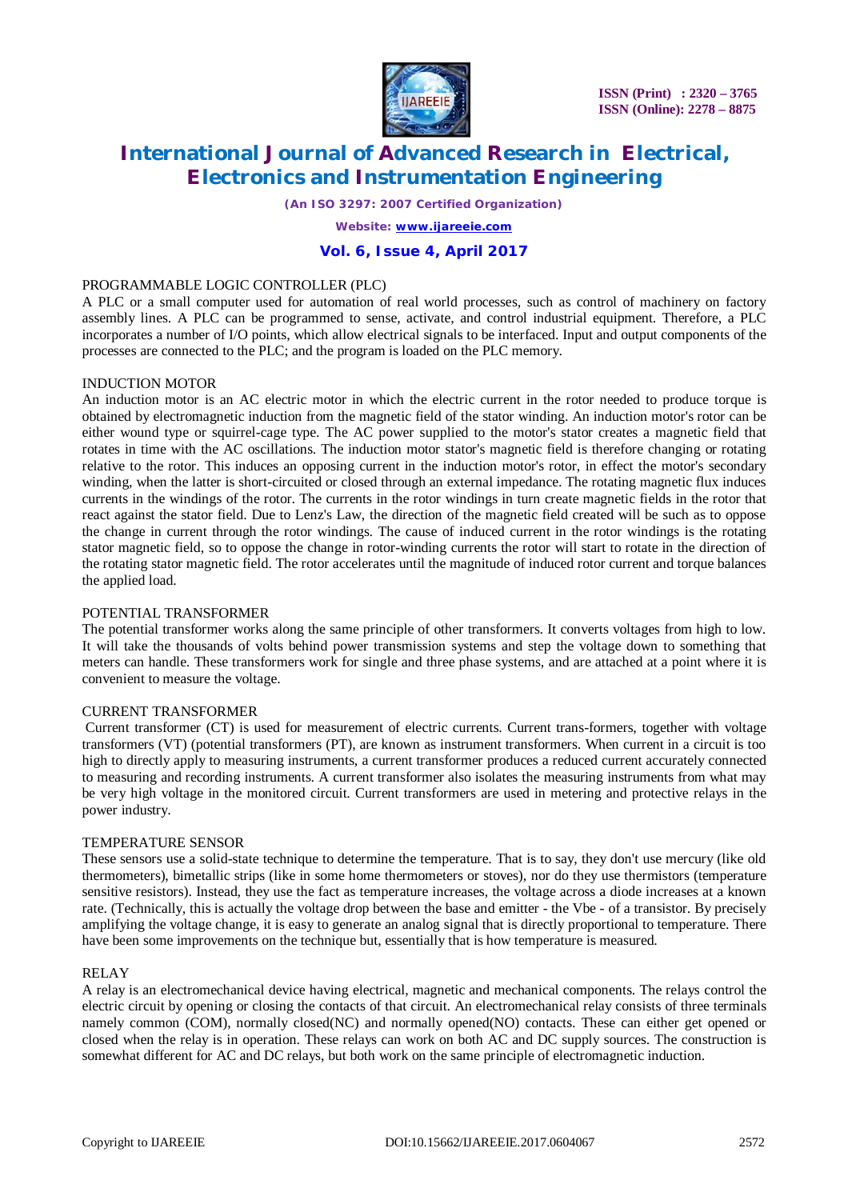## PROGRAMMABLE LOGIC CONTROLLER (PLC)

A PLC or a small computer used for automation of real world processes, such as control of machinery on factory assembly lines. A PLC can be programmed to sense, activate, and control industrial equipment. Therefore, a PLC incorporates a number of I/O points, which allow electrical signals to be interfaced. Input and output components of the processes are connected to the PLC; and the program is loaded on the PLC memory.

## INDUCTION MOTOR

An induction motor is an AC electric motor in which the electric current in the rotor needed to produce torque is obtained by electromagnetic induction from the magnetic field of the stator winding. An induction motor's rotor can be either wound type or squirrel-cage type. The AC power supplied to the motor's stator creates a magnetic field that rotates in time with the AC oscillations. The induction motor stator's magnetic field is therefore changing or rotating relative to the rotor. This induces an opposing current in the induction motor's rotor, in effect the motor's secondary winding, when the latter is short-circuited or closed through an external impedance. The rotating magnetic flux induces currents in the windings of the rotor. The currents in the rotor windings in turn create magnetic fields in the rotor that react against the stator field. Due to Lenz's Law, the direction of the magnetic field created will be such as to oppose the change in current through the rotor windings. The cause of induced current in the rotor windings is the rotating stator magnetic field, so to oppose the change in rotor-winding currents the rotor will start to rotate in the direction of the rotating stator magnetic field. The rotor accelerates until the magnitude of induced rotor current and torque balances the applied load.

## POTENTIAL TRANSFORMER

The potential transformer works along the same principle of other transformers. It converts voltages from high to low. It will take the thousands of volts behind power transmission systems and step the voltage down to something that meters can handle. These transformers work for single and three phase systems, and are attached at a point where it is convenient to measure the voltage.

## CURRENT TRANSFORMER

Current transformer (CT) is used for measurement of electric currents. Current trans-formers, together with voltage transformers (VT) (potential transformers (PT), are known as instrument transformers. When current in a circuit is too high to directly apply to measuring instruments, a current transformer produces a reduced current accurately connected to measuring and recording instruments. A current transformer also isolates the measuring instruments from what may be very high voltage in the monitored circuit. Current transformers are used in metering and protective relays in the power industry.

## TEMPERATURE SENSOR

These sensors use a solid-state technique to determine the temperature. That is to say, they don't use mercury (like old thermometers), bimetallic strips (like in some home thermometers or stoves), nor do they use thermistors (temperature sensitive resistors). Instead, they use the fact as temperature increases, the voltage across a diode increases at a known rate. (Technically, this is actually the voltage drop between the base and emitter - the Vbe - of a transistor. By precisely amplifying the voltage change, it is easy to generate an analog signal that is directly proportional to temperature. There have been some improvements on the technique but, essentially that is how temperature is measured.

## RELAY

A relay is an electromechanical device having electrical, magnetic and mechanical components. The relays control the electric circuit by opening or closing the contacts of that circuit. An electromechanical relay consists of three terminals namely common (COM), normally closed(NC) and normally opened(NO) contacts. These can either get opened or closed when the relay is in operation. These relays can work on both AC and DC supply sources. The construction is somewhat different for AC and DC relays, but both work on the same principle of electromagnetic induction.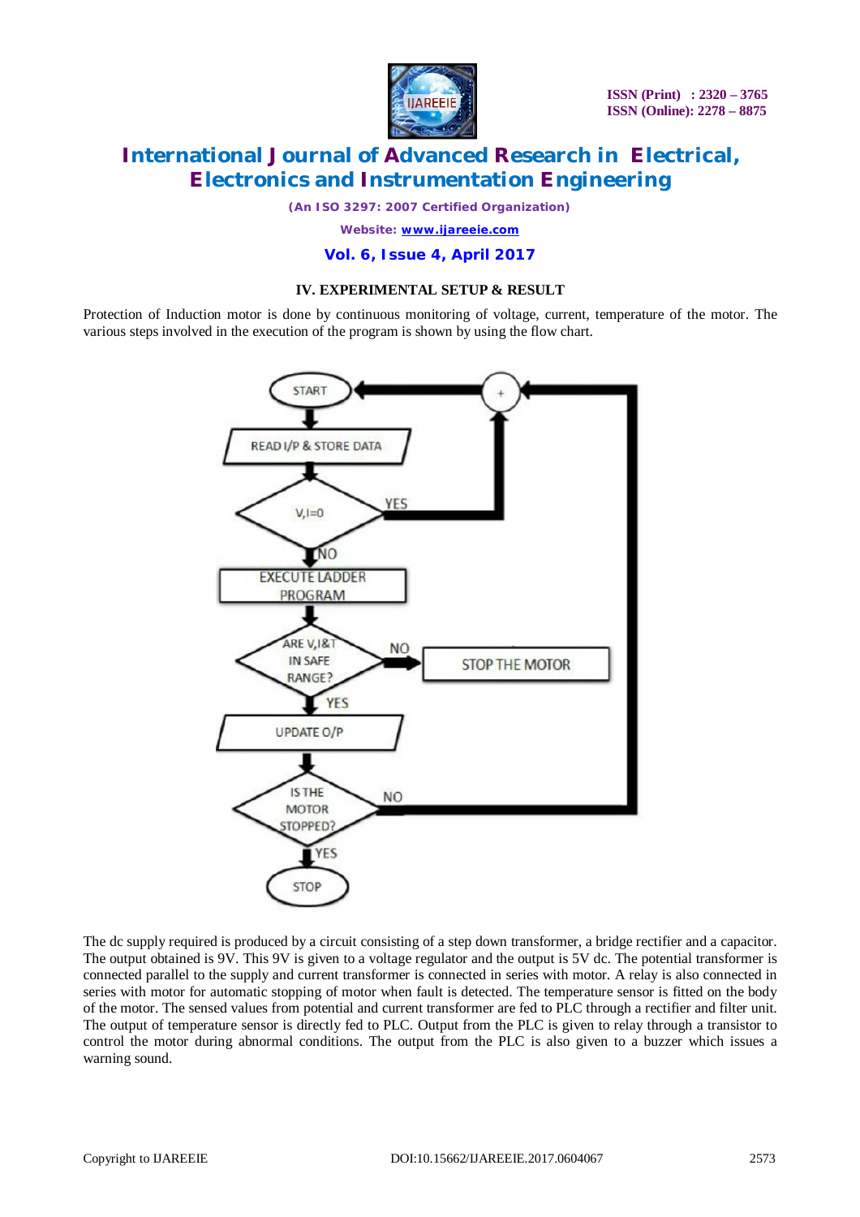### IV. EXPERIMENTAL SETUP & RESULT

Protection of Induction motor is done by continuous monitoring of voltage, current, temperature of the motor. The various steps involved in the execution of the program is shown by using the flow chart.

The dc supply required is produced by a circuit consisting of a step down transformer, a bridge rectifier and a capacitor. The output obtained is 9V. This 9V is given to a voltage regulator and the output is 5V dc. The potential transformer is connected parallel to the supply and current transformer is connected in series with motor. A relay is also connected in series with motor for automatic stopping of motor when fault is detected. The temperature sensor is fitted on the body of the motor. The sensed values from potential and current transformer are fed to PLC through a rectifier and filter unit. The output of temperature sensor is directly fed to PLC. Output from the PLC is given to relay through a transistor to control the motor during abnormal conditions. The output from the PLC is also given to a buzzer which issues a warning sound.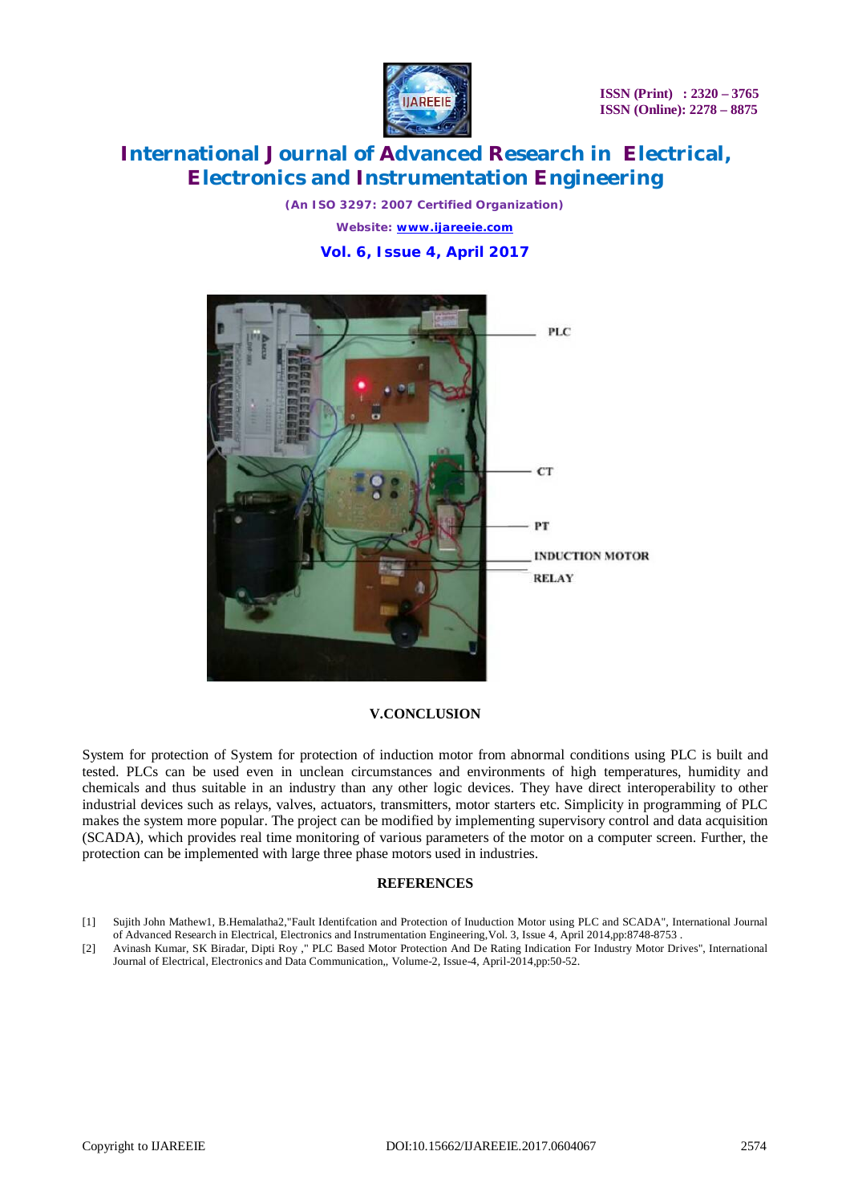PLC

CT

PT

INDUCTION MOTOR

RELAY

## V.CONCLUSION

System for protection of System for protection of induction motor from abnormal conditions using PLC is built and tested. PLCs can be used even in unclean circumstances and environments of high temperatures, humidity and chemicals and thus suitable in an industry than any other logic devices. They have direct interoperability to other industrial devices such as relays, valves, actuators, transmitters, motor starters etc. Simplicity in programming of PLC makes the system more popular. The project can be modified by implementing supervisory control and data acquisition (SCADA), which provides real time monitoring of various parameters of the motor on a computer screen. Further, the protection can be implemented with large three phase motors used in industries.

## REFERENCES

[1] Sujith John Mathew1, B.Hemalatha2,"Fault Identifcation and Protection of Inuduction Motor using PLC and SCADA", International Journal of Advanced Research in Electrical, Electronics and Instrumentation Engineering,Vol. 3, Issue 4, April 2014,pp:8748-8753 .

[2] Avinash Kumar, SK Biradar, Dipti Roy ," PLC Based Motor Protection And De Rating Indication For Industry Motor Drives", International Journal of Electrical, Electronics and Data Communication,, Volume-2, Issue-4, April-2014,pp:50-52.